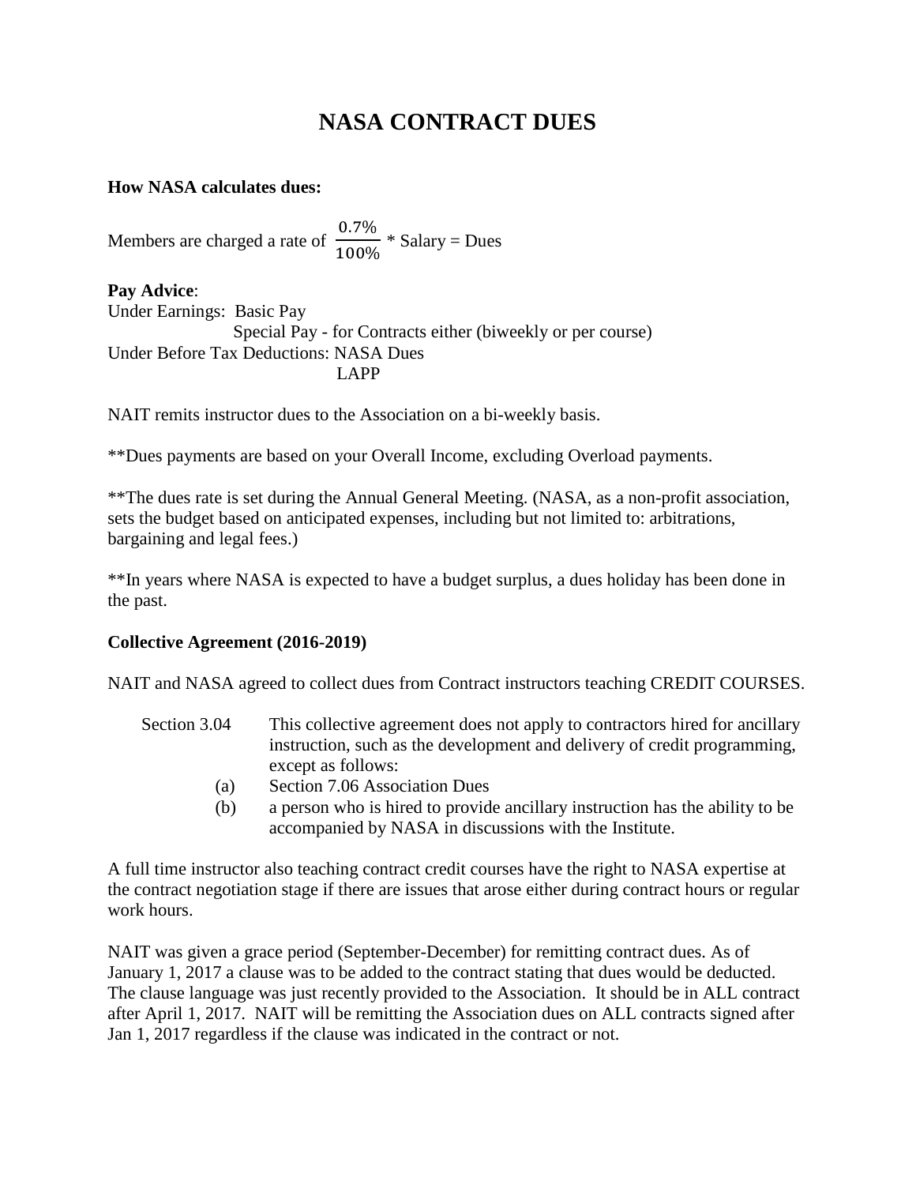# NASA CONTRACT DUES

**How NASA calculates dues:**

Members are charged a rate of $\frac{0.7\%}{100\%}$ * Salary = Dues

**Pay Advice**:
Under Earnings: Basic Pay
Special Pay - for Contracts either (biweekly or per course)
Under Before Tax Deductions: NASA Dues
LAPP

NAIT remits instructor dues to the Association on a bi-weekly basis.

**Dues payments are based on your Overall Income, excluding Overload payments.

**The dues rate is set during the Annual General Meeting. (NASA, as a non-profit association, sets the budget based on anticipated expenses, including but not limited to: arbitrations, bargaining and legal fees.)

**In years where NASA is expected to have a budget surplus, a dues holiday has been done in the past.

**Collective Agreement (2016-2019)**

NAIT and NASA agreed to collect dues from Contract instructors teaching CREDIT COURSES.

Section 3.04 This collective agreement does not apply to contractors hired for ancillary instruction, such as the development and delivery of credit programming, except as follows:

(a) Section 7.06 Association Dues

(b) a person who is hired to provide ancillary instruction has the ability to be accompanied by NASA in discussions with the Institute.

A full time instructor also teaching contract credit courses have the right to NASA expertise at the contract negotiation stage if there are issues that arose either during contract hours or regular work hours.

NAIT was given a grace period (September-December) for remitting contract dues. As of January 1, 2017 a clause was to be added to the contract stating that dues would be deducted. The clause language was just recently provided to the Association. It should be in ALL contract after April 1, 2017. NAIT will be remitting the Association dues on ALL contracts signed after Jan 1, 2017 regardless if the clause was indicated in the contract or not.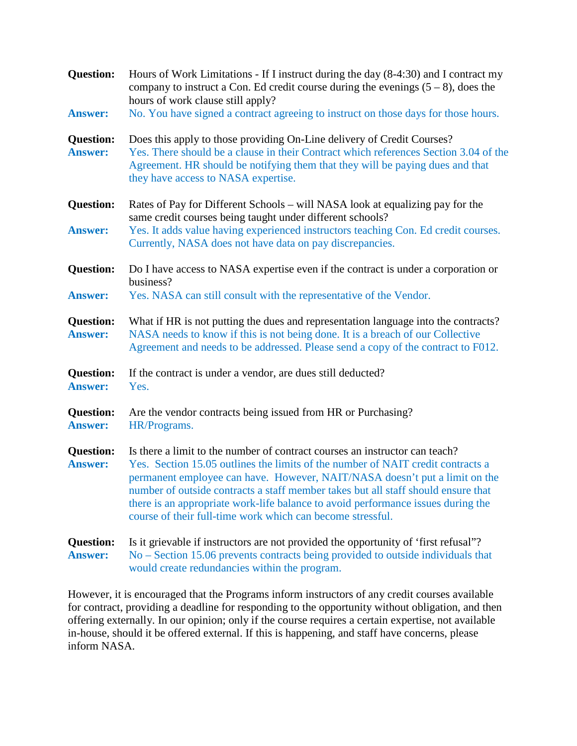**Question:** Hours of Work Limitations - If I instruct during the day (8-4:30) and I contract my company to instruct a Con. Ed credit course during the evenings (5 – 8), does the hours of work clause still apply?
**Answer:** No. You have signed a contract agreeing to instruct on those days for those hours.

**Question:** Does this apply to those providing On-Line delivery of Credit Courses?
**Answer:** Yes. There should be a clause in their Contract which references Section 3.04 of the Agreement. HR should be notifying them that they will be paying dues and that they have access to NASA expertise.

**Question:** Rates of Pay for Different Schools – will NASA look at equalizing pay for the same credit courses being taught under different schools?
**Answer:** Yes. It adds value having experienced instructors teaching Con. Ed credit courses. Currently, NASA does not have data on pay discrepancies.

**Question:** Do I have access to NASA expertise even if the contract is under a corporation or business?
**Answer:** Yes. NASA can still consult with the representative of the Vendor.

**Question:** What if HR is not putting the dues and representation language into the contracts?
**Answer:** NASA needs to know if this is not being done. It is a breach of our Collective Agreement and needs to be addressed. Please send a copy of the contract to F012.

**Question:** If the contract is under a vendor, are dues still deducted?
**Answer:** Yes.

**Question:** Are the vendor contracts being issued from HR or Purchasing?
**Answer:** HR/Programs.

**Question:** Is there a limit to the number of contract courses an instructor can teach?
**Answer:** Yes. Section 15.05 outlines the limits of the number of NAIT credit contracts a permanent employee can have. However, NAIT/NASA doesn't put a limit on the number of outside contracts a staff member takes but all staff should ensure that there is an appropriate work-life balance to avoid performance issues during the course of their full-time work which can become stressful.

**Question:** Is it grievable if instructors are not provided the opportunity of 'first refusal"?
**Answer:** No – Section 15.06 prevents contracts being provided to outside individuals that would create redundancies within the program.

However, it is encouraged that the Programs inform instructors of any credit courses available for contract, providing a deadline for responding to the opportunity without obligation, and then offering externally. In our opinion; only if the course requires a certain expertise, not available in-house, should it be offered external. If this is happening, and staff have concerns, please inform NASA.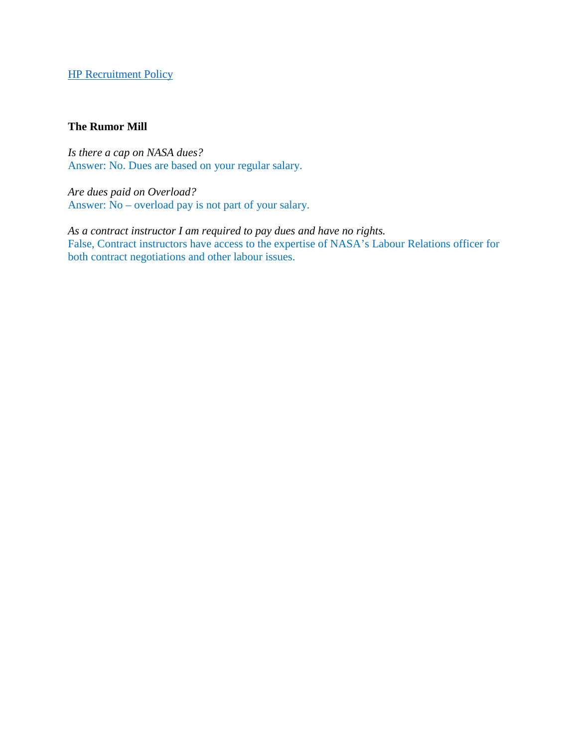[HP Recruitment Policy]

**The Rumor Mill**

*Is there a cap on NASA dues?*
Answer: No. Dues are based on your regular salary.

*Are dues paid on Overload?*
Answer: No – overload pay is not part of your salary.

*As a contract instructor I am required to pay dues and have no rights.*
False, Contract instructors have access to the expertise of NASA's Labour Relations officer for both contract negotiations and other labour issues.